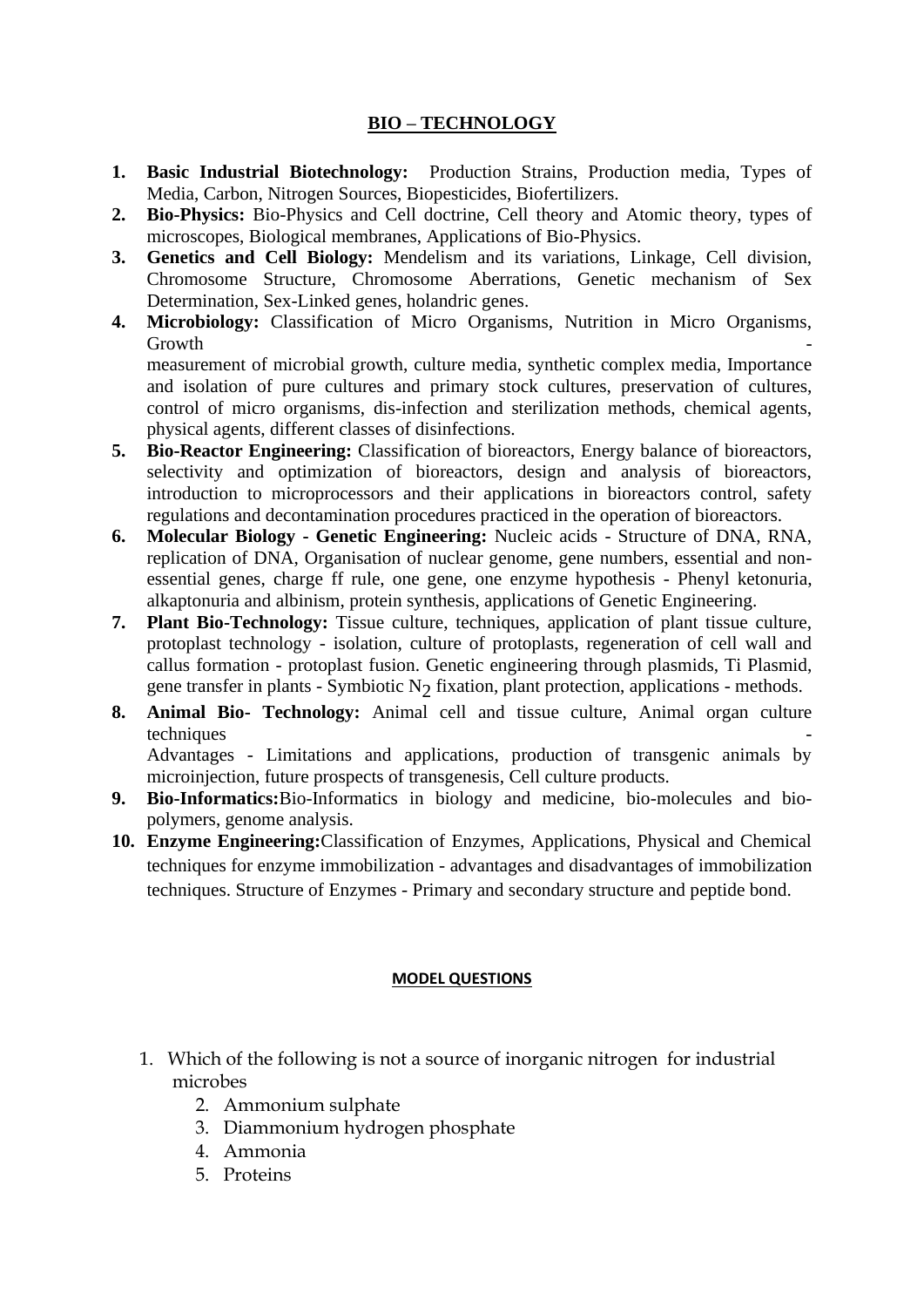# BIO – TECHNOLOGY

1. **Basic Industrial Biotechnology:** Production Strains, Production media, Types of Media, Carbon, Nitrogen Sources, Biopesticides, Biofertilizers.
2. **Bio-Physics:** Bio-Physics and Cell doctrine, Cell theory and Atomic theory, types of microscopes, Biological membranes, Applications of Bio-Physics.
3. **Genetics and Cell Biology:** Mendelism and its variations, Linkage, Cell division, Chromosome Structure, Chromosome Aberrations, Genetic mechanism of Sex Determination, Sex-Linked genes, holandric genes.
4. **Microbiology:** Classification of Micro Organisms, Nutrition in Micro Organisms, Growth - measurement of microbial growth, culture media, synthetic complex media, Importance and isolation of pure cultures and primary stock cultures, preservation of cultures, control of micro organisms, dis-infection and sterilization methods, chemical agents, physical agents, different classes of disinfections.
5. **Bio-Reactor Engineering:** Classification of bioreactors, Energy balance of bioreactors, selectivity and optimization of bioreactors, design and analysis of bioreactors, introduction to microprocessors and their applications in bioreactors control, safety regulations and decontamination procedures practiced in the operation of bioreactors.
6. **Molecular Biology - Genetic Engineering:** Nucleic acids - Structure of DNA, RNA, replication of DNA, Organisation of nuclear genome, gene numbers, essential and non-essential genes, charge ff rule, one gene, one enzyme hypothesis - Phenyl ketonuria, alkaptonuria and albinism, protein synthesis, applications of Genetic Engineering.
7. **Plant Bio-Technology:** Tissue culture, techniques, application of plant tissue culture, protoplast technology - isolation, culture of protoplasts, regeneration of cell wall and callus formation - protoplast fusion. Genetic engineering through plasmids, Ti Plasmid, gene transfer in plants - Symbiotic $N_2$ fixation, plant protection, applications - methods.
8. **Animal Bio- Technology:** Animal cell and tissue culture, Animal organ culture techniques - Advantages - Limitations and applications, production of transgenic animals by microinjection, future prospects of transgenesis, Cell culture products.
9. **Bio-Informatics:** Bio-Informatics in biology and medicine, bio-molecules and bio-polymers, genome analysis.
10. **Enzyme Engineering:** Classification of Enzymes, Applications, Physical and Chemical techniques for enzyme immobilization - advantages and disadvantages of immobilization techniques. Structure of Enzymes - Primary and secondary structure and peptide bond.

## MODEL QUESTIONS

1. Which of the following is not a source of inorganic nitrogen for industrial microbes
   2. Ammonium sulphate
   3. Diammonium hydrogen phosphate
   4. Ammonia
   5. Proteins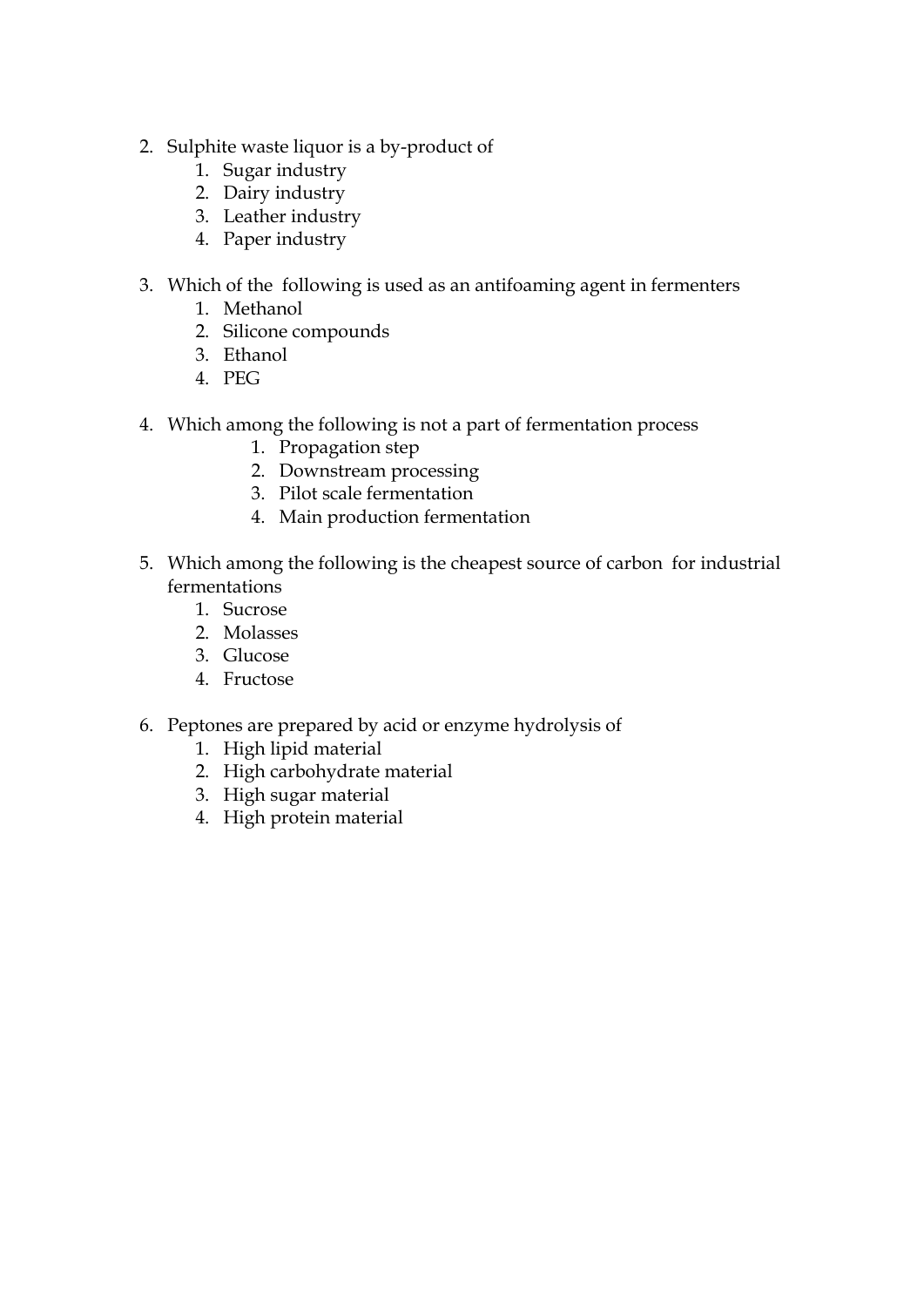2. Sulphite waste liquor is a by-product of
    1. Sugar industry
    2. Dairy industry
    3. Leather industry
    4. Paper industry

3. Which of the following is used as an antifoaming agent in fermenters
    1. Methanol
    2. Silicone compounds
    3. Ethanol
    4. PEG

4. Which among the following is not a part of fermentation process
    1. Propagation step
    2. Downstream processing
    3. Pilot scale fermentation
    4. Main production fermentation

5. Which among the following is the cheapest source of carbon for industrial fermentations
    1. Sucrose
    2. Molasses
    3. Glucose
    4. Fructose

6. Peptones are prepared by acid or enzyme hydrolysis of
    1. High lipid material
    2. High carbohydrate material
    3. High sugar material
    4. High protein material